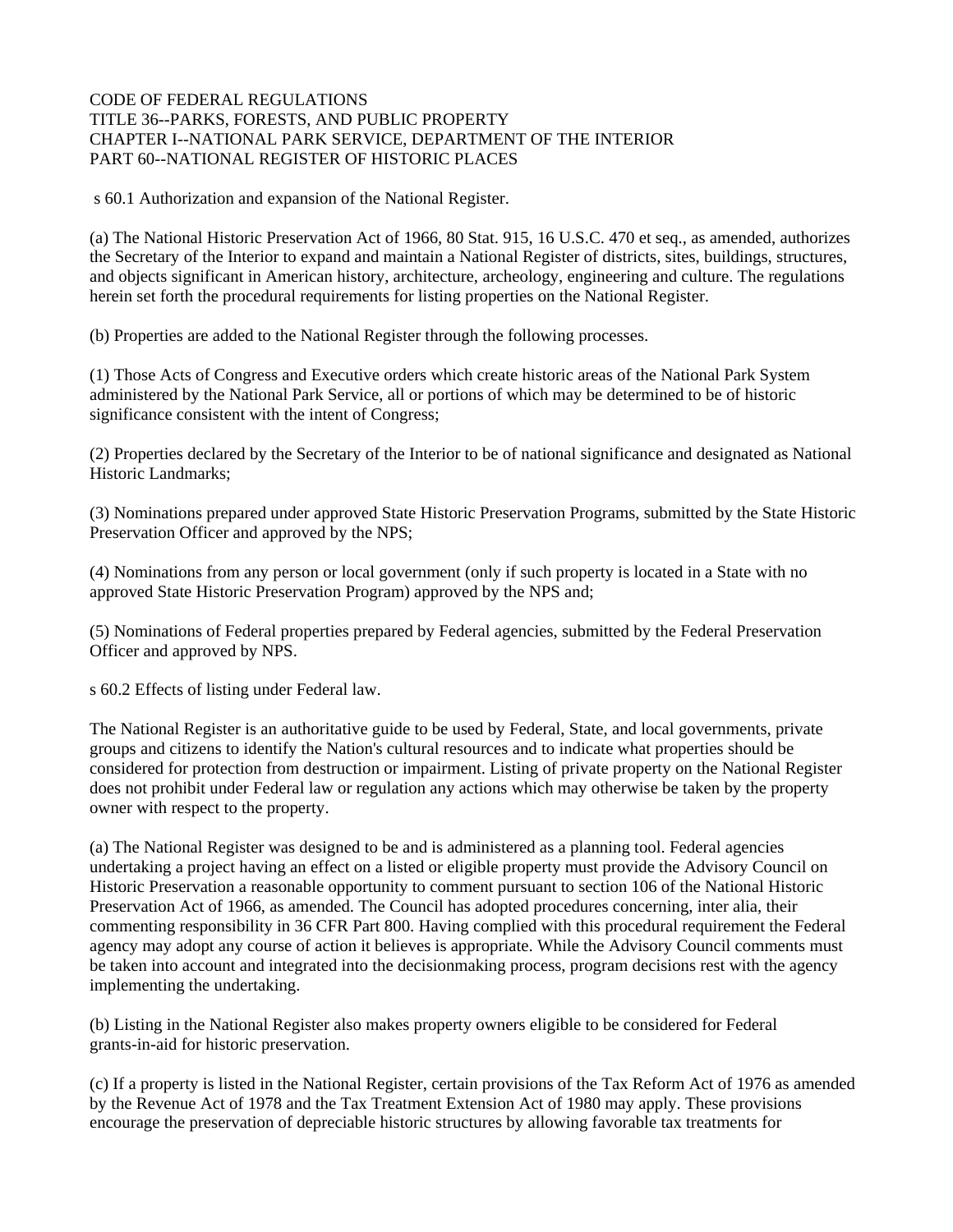CODE OF FEDERAL REGULATIONS
TITLE 36--PARKS, FORESTS, AND PUBLIC PROPERTY
CHAPTER I--NATIONAL PARK SERVICE, DEPARTMENT OF THE INTERIOR
PART 60--NATIONAL REGISTER OF HISTORIC PLACES

s 60.1 Authorization and expansion of the National Register.

(a) The National Historic Preservation Act of 1966, 80 Stat. 915, 16 U.S.C. 470 et seq., as amended, authorizes the Secretary of the Interior to expand and maintain a National Register of districts, sites, buildings, structures, and objects significant in American history, architecture, archeology, engineering and culture. The regulations herein set forth the procedural requirements for listing properties on the National Register.

(b) Properties are added to the National Register through the following processes.

(1) Those Acts of Congress and Executive orders which create historic areas of the National Park System administered by the National Park Service, all or portions of which may be determined to be of historic significance consistent with the intent of Congress;

(2) Properties declared by the Secretary of the Interior to be of national significance and designated as National Historic Landmarks;

(3) Nominations prepared under approved State Historic Preservation Programs, submitted by the State Historic Preservation Officer and approved by the NPS;

(4) Nominations from any person or local government (only if such property is located in a State with no approved State Historic Preservation Program) approved by the NPS and;

(5) Nominations of Federal properties prepared by Federal agencies, submitted by the Federal Preservation Officer and approved by NPS.

s 60.2 Effects of listing under Federal law.

The National Register is an authoritative guide to be used by Federal, State, and local governments, private groups and citizens to identify the Nation's cultural resources and to indicate what properties should be considered for protection from destruction or impairment. Listing of private property on the National Register does not prohibit under Federal law or regulation any actions which may otherwise be taken by the property owner with respect to the property.

(a) The National Register was designed to be and is administered as a planning tool. Federal agencies undertaking a project having an effect on a listed or eligible property must provide the Advisory Council on Historic Preservation a reasonable opportunity to comment pursuant to section 106 of the National Historic Preservation Act of 1966, as amended. The Council has adopted procedures concerning, inter alia, their commenting responsibility in 36 CFR Part 800. Having complied with this procedural requirement the Federal agency may adopt any course of action it believes is appropriate. While the Advisory Council comments must be taken into account and integrated into the decisionmaking process, program decisions rest with the agency implementing the undertaking.

(b) Listing in the National Register also makes property owners eligible to be considered for Federal grants-in-aid for historic preservation.

(c) If a property is listed in the National Register, certain provisions of the Tax Reform Act of 1976 as amended by the Revenue Act of 1978 and the Tax Treatment Extension Act of 1980 may apply. These provisions encourage the preservation of depreciable historic structures by allowing favorable tax treatments for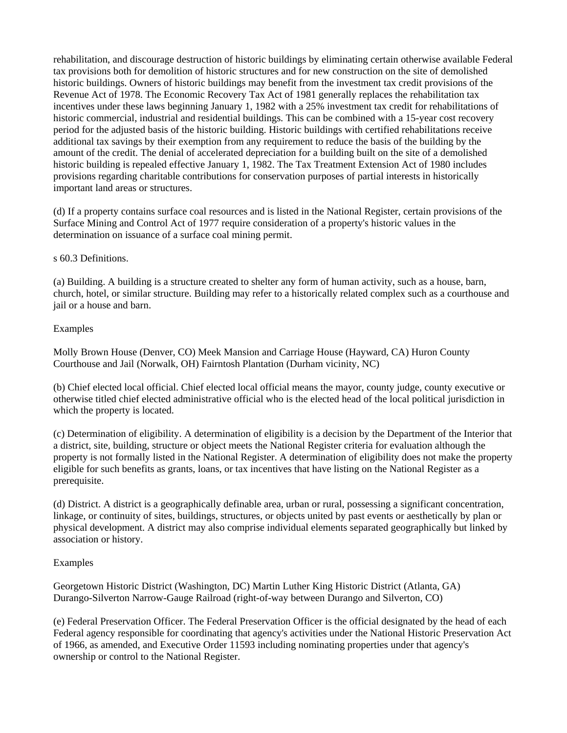rehabilitation, and discourage destruction of historic buildings by eliminating certain otherwise available Federal tax provisions both for demolition of historic structures and for new construction on the site of demolished historic buildings. Owners of historic buildings may benefit from the investment tax credit provisions of the Revenue Act of 1978. The Economic Recovery Tax Act of 1981 generally replaces the rehabilitation tax incentives under these laws beginning January 1, 1982 with a 25% investment tax credit for rehabilitations of historic commercial, industrial and residential buildings. This can be combined with a 15-year cost recovery period for the adjusted basis of the historic building. Historic buildings with certified rehabilitations receive additional tax savings by their exemption from any requirement to reduce the basis of the building by the amount of the credit. The denial of accelerated depreciation for a building built on the site of a demolished historic building is repealed effective January 1, 1982. The Tax Treatment Extension Act of 1980 includes provisions regarding charitable contributions for conservation purposes of partial interests in historically important land areas or structures.

(d) If a property contains surface coal resources and is listed in the National Register, certain provisions of the Surface Mining and Control Act of 1977 require consideration of a property's historic values in the determination on issuance of a surface coal mining permit.

s 60.3 Definitions.

(a) Building. A building is a structure created to shelter any form of human activity, such as a house, barn, church, hotel, or similar structure. Building may refer to a historically related complex such as a courthouse and jail or a house and barn.

Examples

Molly Brown House (Denver, CO) Meek Mansion and Carriage House (Hayward, CA) Huron County Courthouse and Jail (Norwalk, OH) Fairntosh Plantation (Durham vicinity, NC)

(b) Chief elected local official. Chief elected local official means the mayor, county judge, county executive or otherwise titled chief elected administrative official who is the elected head of the local political jurisdiction in which the property is located.

(c) Determination of eligibility. A determination of eligibility is a decision by the Department of the Interior that a district, site, building, structure or object meets the National Register criteria for evaluation although the property is not formally listed in the National Register. A determination of eligibility does not make the property eligible for such benefits as grants, loans, or tax incentives that have listing on the National Register as a prerequisite.

(d) District. A district is a geographically definable area, urban or rural, possessing a significant concentration, linkage, or continuity of sites, buildings, structures, or objects united by past events or aesthetically by plan or physical development. A district may also comprise individual elements separated geographically but linked by association or history.

Examples

Georgetown Historic District (Washington, DC) Martin Luther King Historic District (Atlanta, GA) Durango-Silverton Narrow-Gauge Railroad (right-of-way between Durango and Silverton, CO)

(e) Federal Preservation Officer. The Federal Preservation Officer is the official designated by the head of each Federal agency responsible for coordinating that agency's activities under the National Historic Preservation Act of 1966, as amended, and Executive Order 11593 including nominating properties under that agency's ownership or control to the National Register.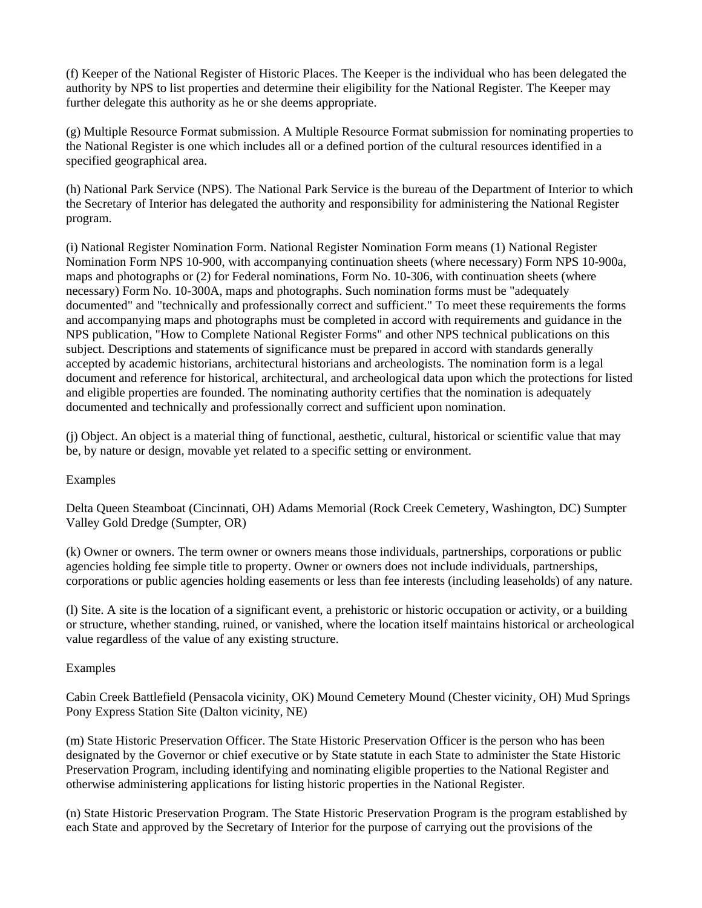(f) Keeper of the National Register of Historic Places. The Keeper is the individual who has been delegated the authority by NPS to list properties and determine their eligibility for the National Register. The Keeper may further delegate this authority as he or she deems appropriate.

(g) Multiple Resource Format submission. A Multiple Resource Format submission for nominating properties to the National Register is one which includes all or a defined portion of the cultural resources identified in a specified geographical area.

(h) National Park Service (NPS). The National Park Service is the bureau of the Department of Interior to which the Secretary of Interior has delegated the authority and responsibility for administering the National Register program.

(i) National Register Nomination Form. National Register Nomination Form means (1) National Register Nomination Form NPS 10-900, with accompanying continuation sheets (where necessary) Form NPS 10-900a, maps and photographs or (2) for Federal nominations, Form No. 10-306, with continuation sheets (where necessary) Form No. 10-300A, maps and photographs. Such nomination forms must be "adequately documented" and "technically and professionally correct and sufficient." To meet these requirements the forms and accompanying maps and photographs must be completed in accord with requirements and guidance in the NPS publication, "How to Complete National Register Forms" and other NPS technical publications on this subject. Descriptions and statements of significance must be prepared in accord with standards generally accepted by academic historians, architectural historians and archeologists. The nomination form is a legal document and reference for historical, architectural, and archeological data upon which the protections for listed and eligible properties are founded. The nominating authority certifies that the nomination is adequately documented and technically and professionally correct and sufficient upon nomination.

(j) Object. An object is a material thing of functional, aesthetic, cultural, historical or scientific value that may be, by nature or design, movable yet related to a specific setting or environment.

Examples

Delta Queen Steamboat (Cincinnati, OH) Adams Memorial (Rock Creek Cemetery, Washington, DC) Sumpter Valley Gold Dredge (Sumpter, OR)

(k) Owner or owners. The term owner or owners means those individuals, partnerships, corporations or public agencies holding fee simple title to property. Owner or owners does not include individuals, partnerships, corporations or public agencies holding easements or less than fee interests (including leaseholds) of any nature.

(l) Site. A site is the location of a significant event, a prehistoric or historic occupation or activity, or a building or structure, whether standing, ruined, or vanished, where the location itself maintains historical or archeological value regardless of the value of any existing structure.

Examples

Cabin Creek Battlefield (Pensacola vicinity, OK) Mound Cemetery Mound (Chester vicinity, OH) Mud Springs Pony Express Station Site (Dalton vicinity, NE)

(m) State Historic Preservation Officer. The State Historic Preservation Officer is the person who has been designated by the Governor or chief executive or by State statute in each State to administer the State Historic Preservation Program, including identifying and nominating eligible properties to the National Register and otherwise administering applications for listing historic properties in the National Register.

(n) State Historic Preservation Program. The State Historic Preservation Program is the program established by each State and approved by the Secretary of Interior for the purpose of carrying out the provisions of the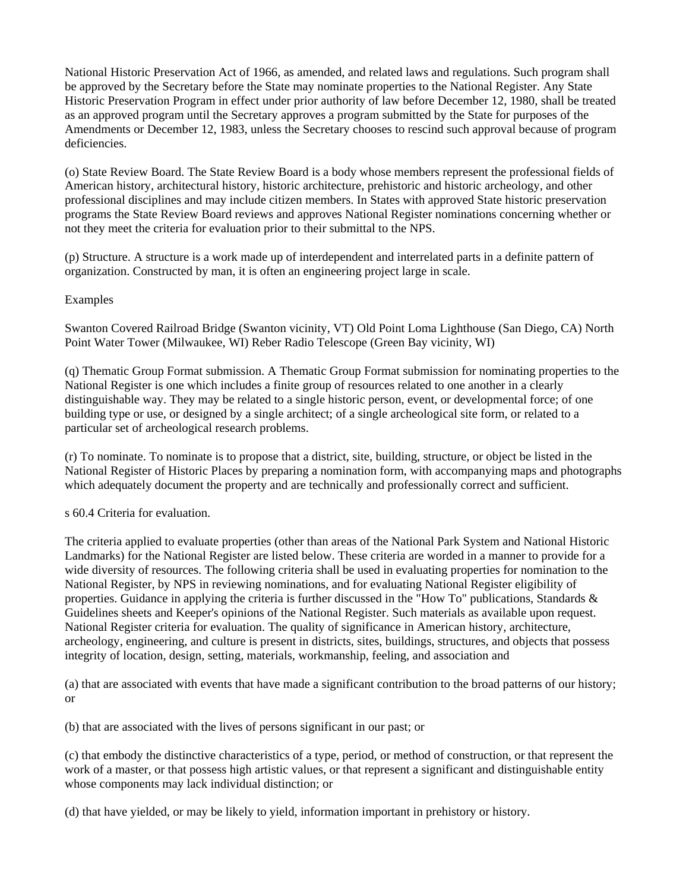National Historic Preservation Act of 1966, as amended, and related laws and regulations. Such program shall be approved by the Secretary before the State may nominate properties to the National Register. Any State Historic Preservation Program in effect under prior authority of law before December 12, 1980, shall be treated as an approved program until the Secretary approves a program submitted by the State for purposes of the Amendments or December 12, 1983, unless the Secretary chooses to rescind such approval because of program deficiencies.

(o) State Review Board. The State Review Board is a body whose members represent the professional fields of American history, architectural history, historic architecture, prehistoric and historic archeology, and other professional disciplines and may include citizen members. In States with approved State historic preservation programs the State Review Board reviews and approves National Register nominations concerning whether or not they meet the criteria for evaluation prior to their submittal to the NPS.

(p) Structure. A structure is a work made up of interdependent and interrelated parts in a definite pattern of organization. Constructed by man, it is often an engineering project large in scale.

Examples

Swanton Covered Railroad Bridge (Swanton vicinity, VT) Old Point Loma Lighthouse (San Diego, CA) North Point Water Tower (Milwaukee, WI) Reber Radio Telescope (Green Bay vicinity, WI)

(q) Thematic Group Format submission. A Thematic Group Format submission for nominating properties to the National Register is one which includes a finite group of resources related to one another in a clearly distinguishable way. They may be related to a single historic person, event, or developmental force; of one building type or use, or designed by a single architect; of a single archeological site form, or related to a particular set of archeological research problems.

(r) To nominate. To nominate is to propose that a district, site, building, structure, or object be listed in the National Register of Historic Places by preparing a nomination form, with accompanying maps and photographs which adequately document the property and are technically and professionally correct and sufficient.

s 60.4 Criteria for evaluation.

The criteria applied to evaluate properties (other than areas of the National Park System and National Historic Landmarks) for the National Register are listed below. These criteria are worded in a manner to provide for a wide diversity of resources. The following criteria shall be used in evaluating properties for nomination to the National Register, by NPS in reviewing nominations, and for evaluating National Register eligibility of properties. Guidance in applying the criteria is further discussed in the "How To" publications, Standards & Guidelines sheets and Keeper's opinions of the National Register. Such materials as available upon request. National Register criteria for evaluation. The quality of significance in American history, architecture, archeology, engineering, and culture is present in districts, sites, buildings, structures, and objects that possess integrity of location, design, setting, materials, workmanship, feeling, and association and

(a) that are associated with events that have made a significant contribution to the broad patterns of our history; or

(b) that are associated with the lives of persons significant in our past; or

(c) that embody the distinctive characteristics of a type, period, or method of construction, or that represent the work of a master, or that possess high artistic values, or that represent a significant and distinguishable entity whose components may lack individual distinction; or

(d) that have yielded, or may be likely to yield, information important in prehistory or history.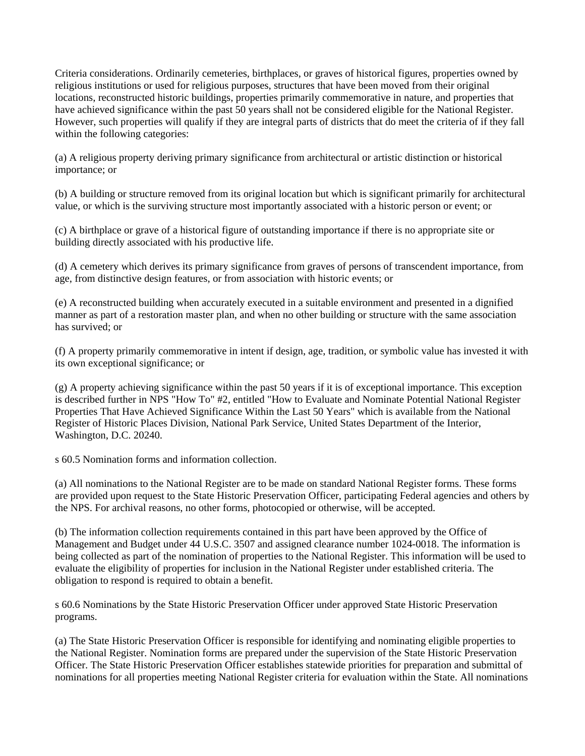Criteria considerations. Ordinarily cemeteries, birthplaces, or graves of historical figures, properties owned by religious institutions or used for religious purposes, structures that have been moved from their original locations, reconstructed historic buildings, properties primarily commemorative in nature, and properties that have achieved significance within the past 50 years shall not be considered eligible for the National Register. However, such properties will qualify if they are integral parts of districts that do meet the criteria of if they fall within the following categories:

(a) A religious property deriving primary significance from architectural or artistic distinction or historical importance; or

(b) A building or structure removed from its original location but which is significant primarily for architectural value, or which is the surviving structure most importantly associated with a historic person or event; or

(c) A birthplace or grave of a historical figure of outstanding importance if there is no appropriate site or building directly associated with his productive life.

(d) A cemetery which derives its primary significance from graves of persons of transcendent importance, from age, from distinctive design features, or from association with historic events; or

(e) A reconstructed building when accurately executed in a suitable environment and presented in a dignified manner as part of a restoration master plan, and when no other building or structure with the same association has survived; or

(f) A property primarily commemorative in intent if design, age, tradition, or symbolic value has invested it with its own exceptional significance; or

(g) A property achieving significance within the past 50 years if it is of exceptional importance. This exception is described further in NPS "How To" #2, entitled "How to Evaluate and Nominate Potential National Register Properties That Have Achieved Significance Within the Last 50 Years" which is available from the National Register of Historic Places Division, National Park Service, United States Department of the Interior, Washington, D.C. 20240.

s 60.5 Nomination forms and information collection.

(a) All nominations to the National Register are to be made on standard National Register forms. These forms are provided upon request to the State Historic Preservation Officer, participating Federal agencies and others by the NPS. For archival reasons, no other forms, photocopied or otherwise, will be accepted.

(b) The information collection requirements contained in this part have been approved by the Office of Management and Budget under 44 U.S.C. 3507 and assigned clearance number 1024-0018. The information is being collected as part of the nomination of properties to the National Register. This information will be used to evaluate the eligibility of properties for inclusion in the National Register under established criteria. The obligation to respond is required to obtain a benefit.

s 60.6 Nominations by the State Historic Preservation Officer under approved State Historic Preservation programs.

(a) The State Historic Preservation Officer is responsible for identifying and nominating eligible properties to the National Register. Nomination forms are prepared under the supervision of the State Historic Preservation Officer. The State Historic Preservation Officer establishes statewide priorities for preparation and submittal of nominations for all properties meeting National Register criteria for evaluation within the State. All nominations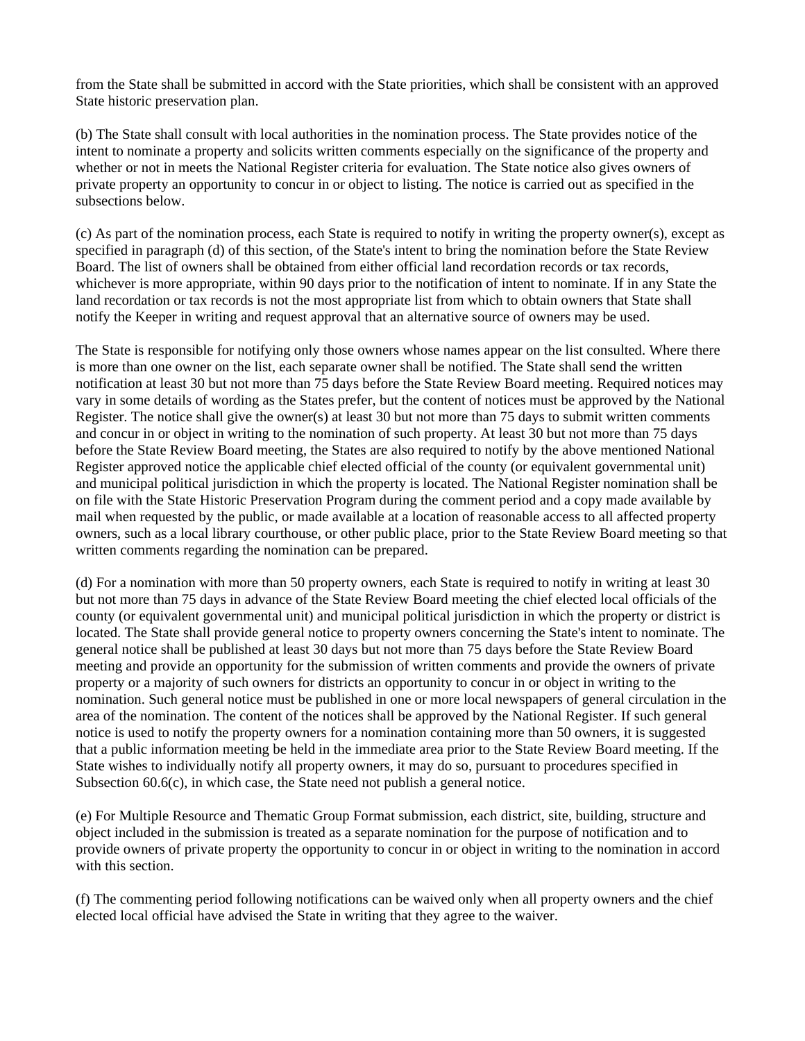from the State shall be submitted in accord with the State priorities, which shall be consistent with an approved State historic preservation plan.

(b) The State shall consult with local authorities in the nomination process. The State provides notice of the intent to nominate a property and solicits written comments especially on the significance of the property and whether or not in meets the National Register criteria for evaluation. The State notice also gives owners of private property an opportunity to concur in or object to listing. The notice is carried out as specified in the subsections below.

(c) As part of the nomination process, each State is required to notify in writing the property owner(s), except as specified in paragraph (d) of this section, of the State's intent to bring the nomination before the State Review Board. The list of owners shall be obtained from either official land recordation records or tax records, whichever is more appropriate, within 90 days prior to the notification of intent to nominate. If in any State the land recordation or tax records is not the most appropriate list from which to obtain owners that State shall notify the Keeper in writing and request approval that an alternative source of owners may be used.

The State is responsible for notifying only those owners whose names appear on the list consulted. Where there is more than one owner on the list, each separate owner shall be notified. The State shall send the written notification at least 30 but not more than 75 days before the State Review Board meeting. Required notices may vary in some details of wording as the States prefer, but the content of notices must be approved by the National Register. The notice shall give the owner(s) at least 30 but not more than 75 days to submit written comments and concur in or object in writing to the nomination of such property. At least 30 but not more than 75 days before the State Review Board meeting, the States are also required to notify by the above mentioned National Register approved notice the applicable chief elected official of the county (or equivalent governmental unit) and municipal political jurisdiction in which the property is located. The National Register nomination shall be on file with the State Historic Preservation Program during the comment period and a copy made available by mail when requested by the public, or made available at a location of reasonable access to all affected property owners, such as a local library courthouse, or other public place, prior to the State Review Board meeting so that written comments regarding the nomination can be prepared.

(d) For a nomination with more than 50 property owners, each State is required to notify in writing at least 30 but not more than 75 days in advance of the State Review Board meeting the chief elected local officials of the county (or equivalent governmental unit) and municipal political jurisdiction in which the property or district is located. The State shall provide general notice to property owners concerning the State's intent to nominate. The general notice shall be published at least 30 days but not more than 75 days before the State Review Board meeting and provide an opportunity for the submission of written comments and provide the owners of private property or a majority of such owners for districts an opportunity to concur in or object in writing to the nomination. Such general notice must be published in one or more local newspapers of general circulation in the area of the nomination. The content of the notices shall be approved by the National Register. If such general notice is used to notify the property owners for a nomination containing more than 50 owners, it is suggested that a public information meeting be held in the immediate area prior to the State Review Board meeting. If the State wishes to individually notify all property owners, it may do so, pursuant to procedures specified in Subsection 60.6(c), in which case, the State need not publish a general notice.

(e) For Multiple Resource and Thematic Group Format submission, each district, site, building, structure and object included in the submission is treated as a separate nomination for the purpose of notification and to provide owners of private property the opportunity to concur in or object in writing to the nomination in accord with this section.

(f) The commenting period following notifications can be waived only when all property owners and the chief elected local official have advised the State in writing that they agree to the waiver.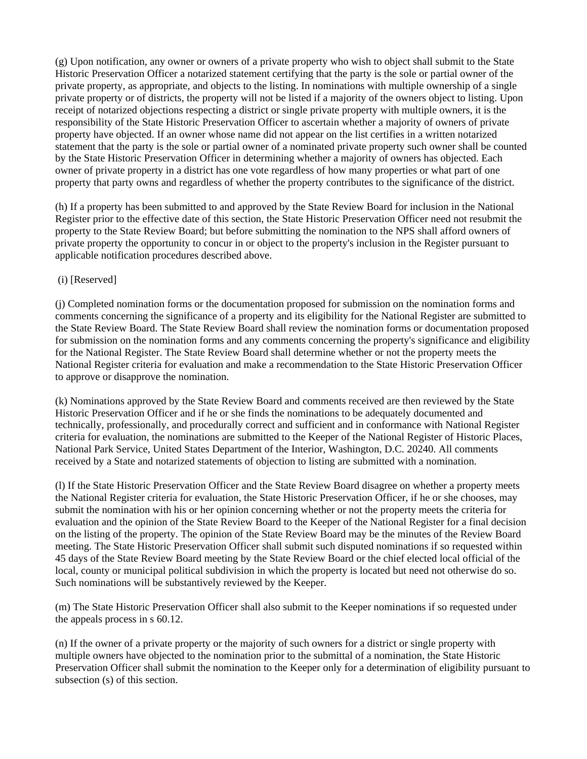(g) Upon notification, any owner or owners of a private property who wish to object shall submit to the State Historic Preservation Officer a notarized statement certifying that the party is the sole or partial owner of the private property, as appropriate, and objects to the listing. In nominations with multiple ownership of a single private property or of districts, the property will not be listed if a majority of the owners object to listing. Upon receipt of notarized objections respecting a district or single private property with multiple owners, it is the responsibility of the State Historic Preservation Officer to ascertain whether a majority of owners of private property have objected. If an owner whose name did not appear on the list certifies in a written notarized statement that the party is the sole or partial owner of a nominated private property such owner shall be counted by the State Historic Preservation Officer in determining whether a majority of owners has objected. Each owner of private property in a district has one vote regardless of how many properties or what part of one property that party owns and regardless of whether the property contributes to the significance of the district.

(h) If a property has been submitted to and approved by the State Review Board for inclusion in the National Register prior to the effective date of this section, the State Historic Preservation Officer need not resubmit the property to the State Review Board; but before submitting the nomination to the NPS shall afford owners of private property the opportunity to concur in or object to the property's inclusion in the Register pursuant to applicable notification procedures described above.

(i) [Reserved]

(j) Completed nomination forms or the documentation proposed for submission on the nomination forms and comments concerning the significance of a property and its eligibility for the National Register are submitted to the State Review Board. The State Review Board shall review the nomination forms or documentation proposed for submission on the nomination forms and any comments concerning the property's significance and eligibility for the National Register. The State Review Board shall determine whether or not the property meets the National Register criteria for evaluation and make a recommendation to the State Historic Preservation Officer to approve or disapprove the nomination.

(k) Nominations approved by the State Review Board and comments received are then reviewed by the State Historic Preservation Officer and if he or she finds the nominations to be adequately documented and technically, professionally, and procedurally correct and sufficient and in conformance with National Register criteria for evaluation, the nominations are submitted to the Keeper of the National Register of Historic Places, National Park Service, United States Department of the Interior, Washington, D.C. 20240. All comments received by a State and notarized statements of objection to listing are submitted with a nomination.

(l) If the State Historic Preservation Officer and the State Review Board disagree on whether a property meets the National Register criteria for evaluation, the State Historic Preservation Officer, if he or she chooses, may submit the nomination with his or her opinion concerning whether or not the property meets the criteria for evaluation and the opinion of the State Review Board to the Keeper of the National Register for a final decision on the listing of the property. The opinion of the State Review Board may be the minutes of the Review Board meeting. The State Historic Preservation Officer shall submit such disputed nominations if so requested within 45 days of the State Review Board meeting by the State Review Board or the chief elected local official of the local, county or municipal political subdivision in which the property is located but need not otherwise do so. Such nominations will be substantively reviewed by the Keeper.

(m) The State Historic Preservation Officer shall also submit to the Keeper nominations if so requested under the appeals process in s 60.12.

(n) If the owner of a private property or the majority of such owners for a district or single property with multiple owners have objected to the nomination prior to the submittal of a nomination, the State Historic Preservation Officer shall submit the nomination to the Keeper only for a determination of eligibility pursuant to subsection (s) of this section.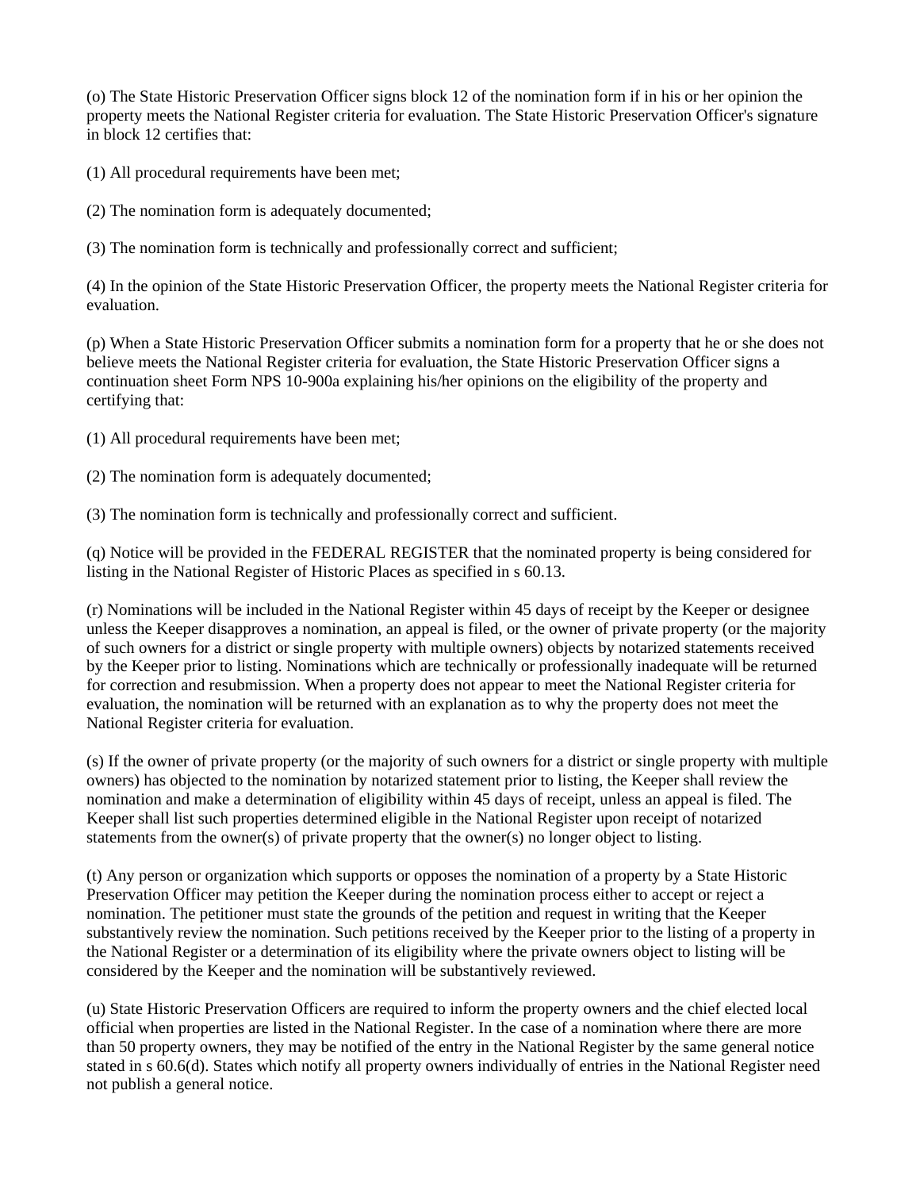(o) The State Historic Preservation Officer signs block 12 of the nomination form if in his or her opinion the property meets the National Register criteria for evaluation. The State Historic Preservation Officer's signature in block 12 certifies that:

(1) All procedural requirements have been met;

(2) The nomination form is adequately documented;

(3) The nomination form is technically and professionally correct and sufficient;

(4) In the opinion of the State Historic Preservation Officer, the property meets the National Register criteria for evaluation.

(p) When a State Historic Preservation Officer submits a nomination form for a property that he or she does not believe meets the National Register criteria for evaluation, the State Historic Preservation Officer signs a continuation sheet Form NPS 10-900a explaining his/her opinions on the eligibility of the property and certifying that:

(1) All procedural requirements have been met;

(2) The nomination form is adequately documented;

(3) The nomination form is technically and professionally correct and sufficient.

(q) Notice will be provided in the FEDERAL REGISTER that the nominated property is being considered for listing in the National Register of Historic Places as specified in s 60.13.

(r) Nominations will be included in the National Register within 45 days of receipt by the Keeper or designee unless the Keeper disapproves a nomination, an appeal is filed, or the owner of private property (or the majority of such owners for a district or single property with multiple owners) objects by notarized statements received by the Keeper prior to listing. Nominations which are technically or professionally inadequate will be returned for correction and resubmission. When a property does not appear to meet the National Register criteria for evaluation, the nomination will be returned with an explanation as to why the property does not meet the National Register criteria for evaluation.

(s) If the owner of private property (or the majority of such owners for a district or single property with multiple owners) has objected to the nomination by notarized statement prior to listing, the Keeper shall review the nomination and make a determination of eligibility within 45 days of receipt, unless an appeal is filed. The Keeper shall list such properties determined eligible in the National Register upon receipt of notarized statements from the owner(s) of private property that the owner(s) no longer object to listing.

(t) Any person or organization which supports or opposes the nomination of a property by a State Historic Preservation Officer may petition the Keeper during the nomination process either to accept or reject a nomination. The petitioner must state the grounds of the petition and request in writing that the Keeper substantively review the nomination. Such petitions received by the Keeper prior to the listing of a property in the National Register or a determination of its eligibility where the private owners object to listing will be considered by the Keeper and the nomination will be substantively reviewed.

(u) State Historic Preservation Officers are required to inform the property owners and the chief elected local official when properties are listed in the National Register. In the case of a nomination where there are more than 50 property owners, they may be notified of the entry in the National Register by the same general notice stated in s 60.6(d). States which notify all property owners individually of entries in the National Register need not publish a general notice.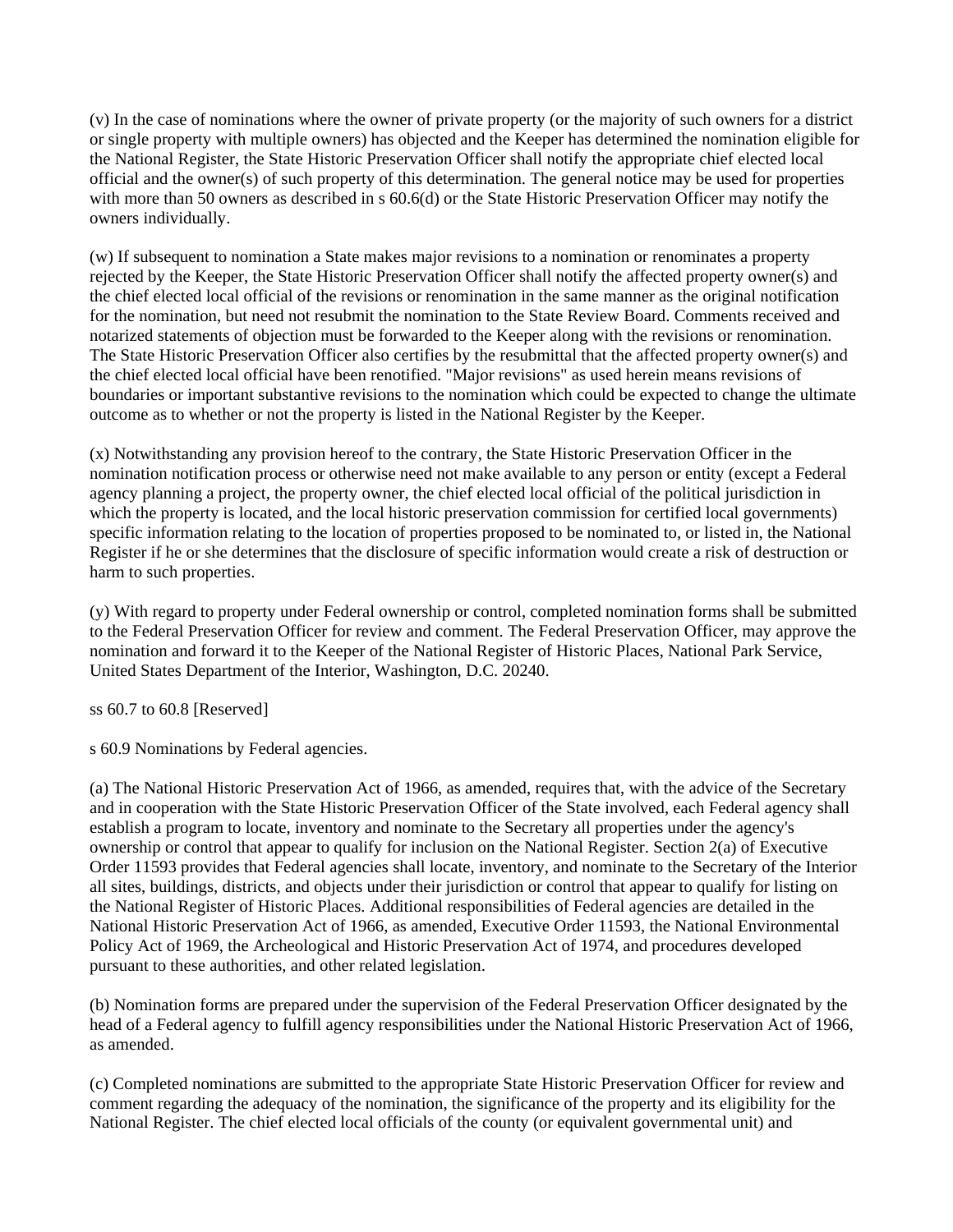(v) In the case of nominations where the owner of private property (or the majority of such owners for a district or single property with multiple owners) has objected and the Keeper has determined the nomination eligible for the National Register, the State Historic Preservation Officer shall notify the appropriate chief elected local official and the owner(s) of such property of this determination. The general notice may be used for properties with more than 50 owners as described in s 60.6(d) or the State Historic Preservation Officer may notify the owners individually.

(w) If subsequent to nomination a State makes major revisions to a nomination or renominates a property rejected by the Keeper, the State Historic Preservation Officer shall notify the affected property owner(s) and the chief elected local official of the revisions or renomination in the same manner as the original notification for the nomination, but need not resubmit the nomination to the State Review Board. Comments received and notarized statements of objection must be forwarded to the Keeper along with the revisions or renomination. The State Historic Preservation Officer also certifies by the resubmittal that the affected property owner(s) and the chief elected local official have been renotified. "Major revisions" as used herein means revisions of boundaries or important substantive revisions to the nomination which could be expected to change the ultimate outcome as to whether or not the property is listed in the National Register by the Keeper.

(x) Notwithstanding any provision hereof to the contrary, the State Historic Preservation Officer in the nomination notification process or otherwise need not make available to any person or entity (except a Federal agency planning a project, the property owner, the chief elected local official of the political jurisdiction in which the property is located, and the local historic preservation commission for certified local governments) specific information relating to the location of properties proposed to be nominated to, or listed in, the National Register if he or she determines that the disclosure of specific information would create a risk of destruction or harm to such properties.

(y) With regard to property under Federal ownership or control, completed nomination forms shall be submitted to the Federal Preservation Officer for review and comment. The Federal Preservation Officer, may approve the nomination and forward it to the Keeper of the National Register of Historic Places, National Park Service, United States Department of the Interior, Washington, D.C. 20240.

ss 60.7 to 60.8 [Reserved]

s 60.9 Nominations by Federal agencies.

(a) The National Historic Preservation Act of 1966, as amended, requires that, with the advice of the Secretary and in cooperation with the State Historic Preservation Officer of the State involved, each Federal agency shall establish a program to locate, inventory and nominate to the Secretary all properties under the agency's ownership or control that appear to qualify for inclusion on the National Register. Section 2(a) of Executive Order 11593 provides that Federal agencies shall locate, inventory, and nominate to the Secretary of the Interior all sites, buildings, districts, and objects under their jurisdiction or control that appear to qualify for listing on the National Register of Historic Places. Additional responsibilities of Federal agencies are detailed in the National Historic Preservation Act of 1966, as amended, Executive Order 11593, the National Environmental Policy Act of 1969, the Archeological and Historic Preservation Act of 1974, and procedures developed pursuant to these authorities, and other related legislation.

(b) Nomination forms are prepared under the supervision of the Federal Preservation Officer designated by the head of a Federal agency to fulfill agency responsibilities under the National Historic Preservation Act of 1966, as amended.

(c) Completed nominations are submitted to the appropriate State Historic Preservation Officer for review and comment regarding the adequacy of the nomination, the significance of the property and its eligibility for the National Register. The chief elected local officials of the county (or equivalent governmental unit) and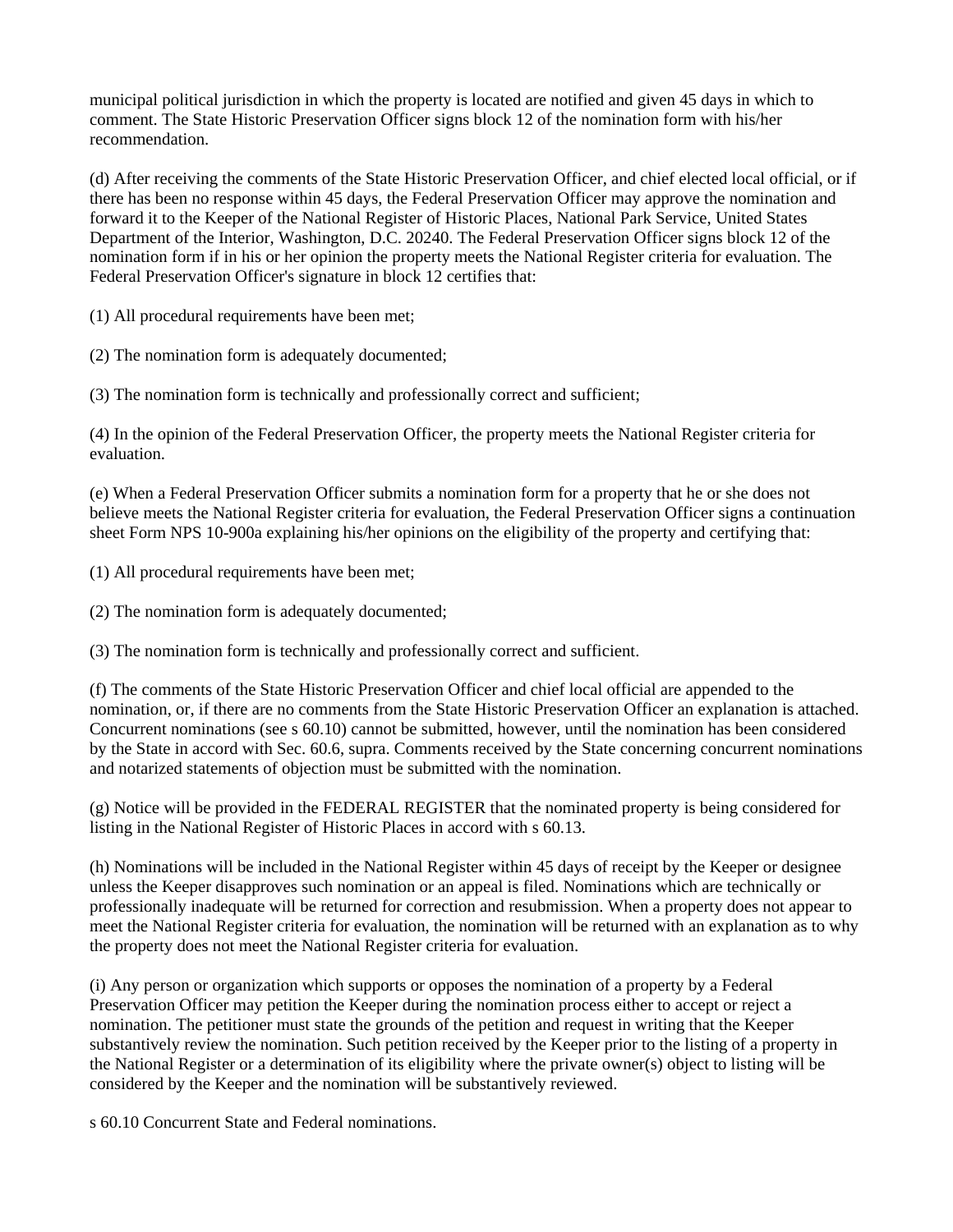municipal political jurisdiction in which the property is located are notified and given 45 days in which to comment. The State Historic Preservation Officer signs block 12 of the nomination form with his/her recommendation.

(d) After receiving the comments of the State Historic Preservation Officer, and chief elected local official, or if there has been no response within 45 days, the Federal Preservation Officer may approve the nomination and forward it to the Keeper of the National Register of Historic Places, National Park Service, United States Department of the Interior, Washington, D.C. 20240. The Federal Preservation Officer signs block 12 of the nomination form if in his or her opinion the property meets the National Register criteria for evaluation. The Federal Preservation Officer's signature in block 12 certifies that:

(1) All procedural requirements have been met;

(2) The nomination form is adequately documented;

(3) The nomination form is technically and professionally correct and sufficient;

(4) In the opinion of the Federal Preservation Officer, the property meets the National Register criteria for evaluation.

(e) When a Federal Preservation Officer submits a nomination form for a property that he or she does not believe meets the National Register criteria for evaluation, the Federal Preservation Officer signs a continuation sheet Form NPS 10-900a explaining his/her opinions on the eligibility of the property and certifying that:

(1) All procedural requirements have been met;

(2) The nomination form is adequately documented;

(3) The nomination form is technically and professionally correct and sufficient.

(f) The comments of the State Historic Preservation Officer and chief local official are appended to the nomination, or, if there are no comments from the State Historic Preservation Officer an explanation is attached. Concurrent nominations (see s 60.10) cannot be submitted, however, until the nomination has been considered by the State in accord with Sec. 60.6, supra. Comments received by the State concerning concurrent nominations and notarized statements of objection must be submitted with the nomination.

(g) Notice will be provided in the FEDERAL REGISTER that the nominated property is being considered for listing in the National Register of Historic Places in accord with s 60.13.

(h) Nominations will be included in the National Register within 45 days of receipt by the Keeper or designee unless the Keeper disapproves such nomination or an appeal is filed. Nominations which are technically or professionally inadequate will be returned for correction and resubmission. When a property does not appear to meet the National Register criteria for evaluation, the nomination will be returned with an explanation as to why the property does not meet the National Register criteria for evaluation.

(i) Any person or organization which supports or opposes the nomination of a property by a Federal Preservation Officer may petition the Keeper during the nomination process either to accept or reject a nomination. The petitioner must state the grounds of the petition and request in writing that the Keeper substantively review the nomination. Such petition received by the Keeper prior to the listing of a property in the National Register or a determination of its eligibility where the private owner(s) object to listing will be considered by the Keeper and the nomination will be substantively reviewed.

s 60.10 Concurrent State and Federal nominations.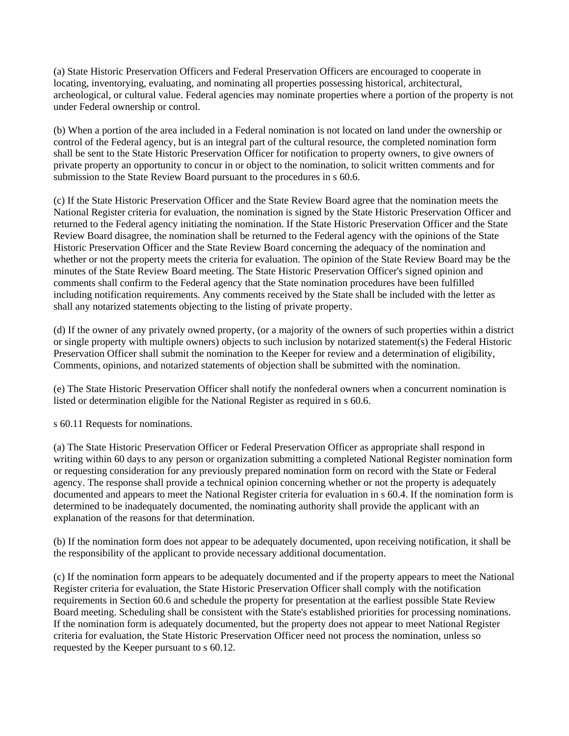(a) State Historic Preservation Officers and Federal Preservation Officers are encouraged to cooperate in locating, inventorying, evaluating, and nominating all properties possessing historical, architectural, archeological, or cultural value. Federal agencies may nominate properties where a portion of the property is not under Federal ownership or control.

(b) When a portion of the area included in a Federal nomination is not located on land under the ownership or control of the Federal agency, but is an integral part of the cultural resource, the completed nomination form shall be sent to the State Historic Preservation Officer for notification to property owners, to give owners of private property an opportunity to concur in or object to the nomination, to solicit written comments and for submission to the State Review Board pursuant to the procedures in s 60.6.

(c) If the State Historic Preservation Officer and the State Review Board agree that the nomination meets the National Register criteria for evaluation, the nomination is signed by the State Historic Preservation Officer and returned to the Federal agency initiating the nomination. If the State Historic Preservation Officer and the State Review Board disagree, the nomination shall be returned to the Federal agency with the opinions of the State Historic Preservation Officer and the State Review Board concerning the adequacy of the nomination and whether or not the property meets the criteria for evaluation. The opinion of the State Review Board may be the minutes of the State Review Board meeting. The State Historic Preservation Officer's signed opinion and comments shall confirm to the Federal agency that the State nomination procedures have been fulfilled including notification requirements. Any comments received by the State shall be included with the letter as shall any notarized statements objecting to the listing of private property.

(d) If the owner of any privately owned property, (or a majority of the owners of such properties within a district or single property with multiple owners) objects to such inclusion by notarized statement(s) the Federal Historic Preservation Officer shall submit the nomination to the Keeper for review and a determination of eligibility, Comments, opinions, and notarized statements of objection shall be submitted with the nomination.

(e) The State Historic Preservation Officer shall notify the nonfederal owners when a concurrent nomination is listed or determination eligible for the National Register as required in s 60.6.

s 60.11 Requests for nominations.

(a) The State Historic Preservation Officer or Federal Preservation Officer as appropriate shall respond in writing within 60 days to any person or organization submitting a completed National Register nomination form or requesting consideration for any previously prepared nomination form on record with the State or Federal agency. The response shall provide a technical opinion concerning whether or not the property is adequately documented and appears to meet the National Register criteria for evaluation in s 60.4. If the nomination form is determined to be inadequately documented, the nominating authority shall provide the applicant with an explanation of the reasons for that determination.

(b) If the nomination form does not appear to be adequately documented, upon receiving notification, it shall be the responsibility of the applicant to provide necessary additional documentation.

(c) If the nomination form appears to be adequately documented and if the property appears to meet the National Register criteria for evaluation, the State Historic Preservation Officer shall comply with the notification requirements in Section 60.6 and schedule the property for presentation at the earliest possible State Review Board meeting. Scheduling shall be consistent with the State's established priorities for processing nominations. If the nomination form is adequately documented, but the property does not appear to meet National Register criteria for evaluation, the State Historic Preservation Officer need not process the nomination, unless so requested by the Keeper pursuant to s 60.12.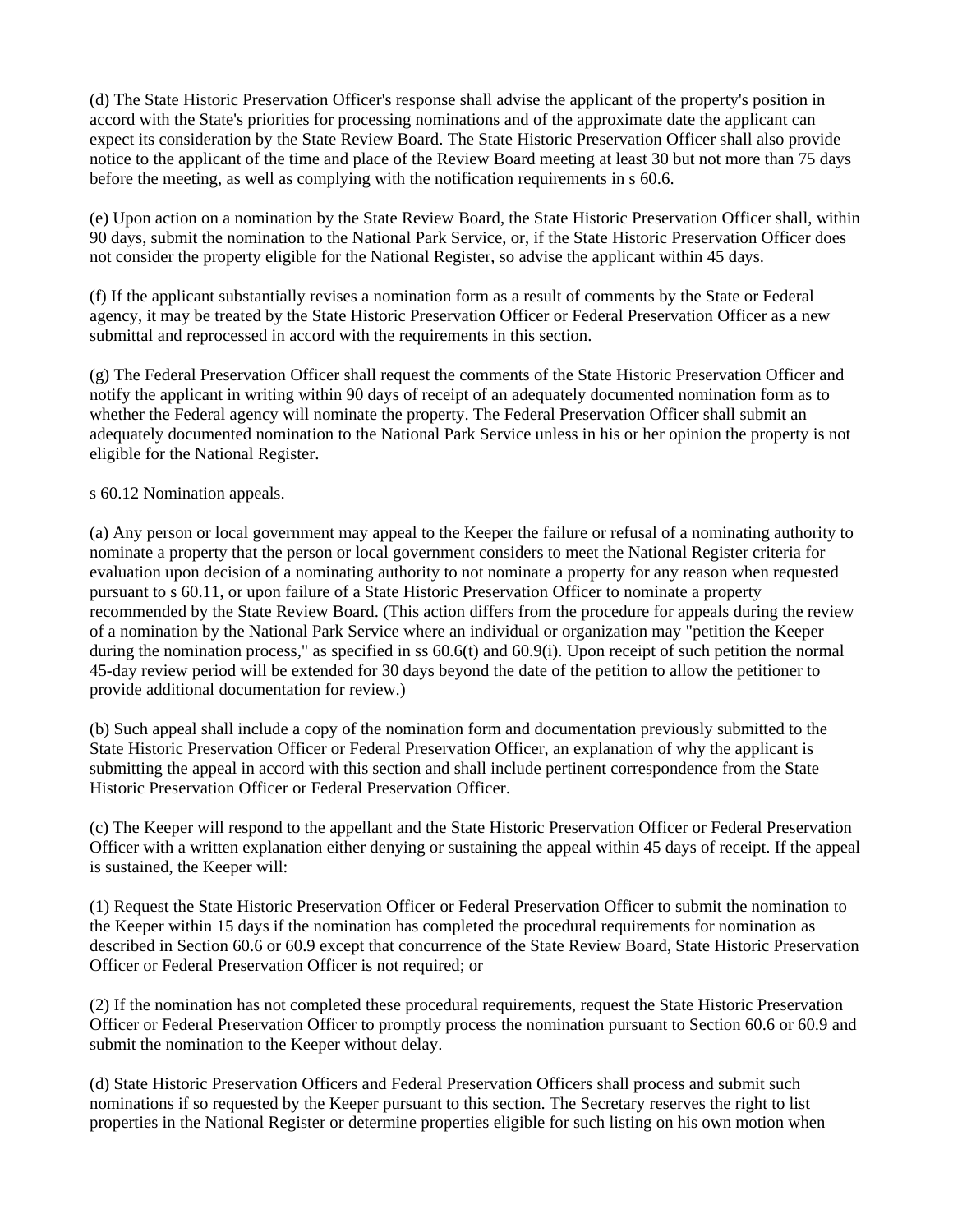(d) The State Historic Preservation Officer's response shall advise the applicant of the property's position in accord with the State's priorities for processing nominations and of the approximate date the applicant can expect its consideration by the State Review Board. The State Historic Preservation Officer shall also provide notice to the applicant of the time and place of the Review Board meeting at least 30 but not more than 75 days before the meeting, as well as complying with the notification requirements in s 60.6.

(e) Upon action on a nomination by the State Review Board, the State Historic Preservation Officer shall, within 90 days, submit the nomination to the National Park Service, or, if the State Historic Preservation Officer does not consider the property eligible for the National Register, so advise the applicant within 45 days.

(f) If the applicant substantially revises a nomination form as a result of comments by the State or Federal agency, it may be treated by the State Historic Preservation Officer or Federal Preservation Officer as a new submittal and reprocessed in accord with the requirements in this section.

(g) The Federal Preservation Officer shall request the comments of the State Historic Preservation Officer and notify the applicant in writing within 90 days of receipt of an adequately documented nomination form as to whether the Federal agency will nominate the property. The Federal Preservation Officer shall submit an adequately documented nomination to the National Park Service unless in his or her opinion the property is not eligible for the National Register.

s 60.12 Nomination appeals.

(a) Any person or local government may appeal to the Keeper the failure or refusal of a nominating authority to nominate a property that the person or local government considers to meet the National Register criteria for evaluation upon decision of a nominating authority to not nominate a property for any reason when requested pursuant to s 60.11, or upon failure of a State Historic Preservation Officer to nominate a property recommended by the State Review Board. (This action differs from the procedure for appeals during the review of a nomination by the National Park Service where an individual or organization may "petition the Keeper during the nomination process," as specified in ss 60.6(t) and 60.9(i). Upon receipt of such petition the normal 45-day review period will be extended for 30 days beyond the date of the petition to allow the petitioner to provide additional documentation for review.)

(b) Such appeal shall include a copy of the nomination form and documentation previously submitted to the State Historic Preservation Officer or Federal Preservation Officer, an explanation of why the applicant is submitting the appeal in accord with this section and shall include pertinent correspondence from the State Historic Preservation Officer or Federal Preservation Officer.

(c) The Keeper will respond to the appellant and the State Historic Preservation Officer or Federal Preservation Officer with a written explanation either denying or sustaining the appeal within 45 days of receipt. If the appeal is sustained, the Keeper will:

(1) Request the State Historic Preservation Officer or Federal Preservation Officer to submit the nomination to the Keeper within 15 days if the nomination has completed the procedural requirements for nomination as described in Section 60.6 or 60.9 except that concurrence of the State Review Board, State Historic Preservation Officer or Federal Preservation Officer is not required; or

(2) If the nomination has not completed these procedural requirements, request the State Historic Preservation Officer or Federal Preservation Officer to promptly process the nomination pursuant to Section 60.6 or 60.9 and submit the nomination to the Keeper without delay.

(d) State Historic Preservation Officers and Federal Preservation Officers shall process and submit such nominations if so requested by the Keeper pursuant to this section. The Secretary reserves the right to list properties in the National Register or determine properties eligible for such listing on his own motion when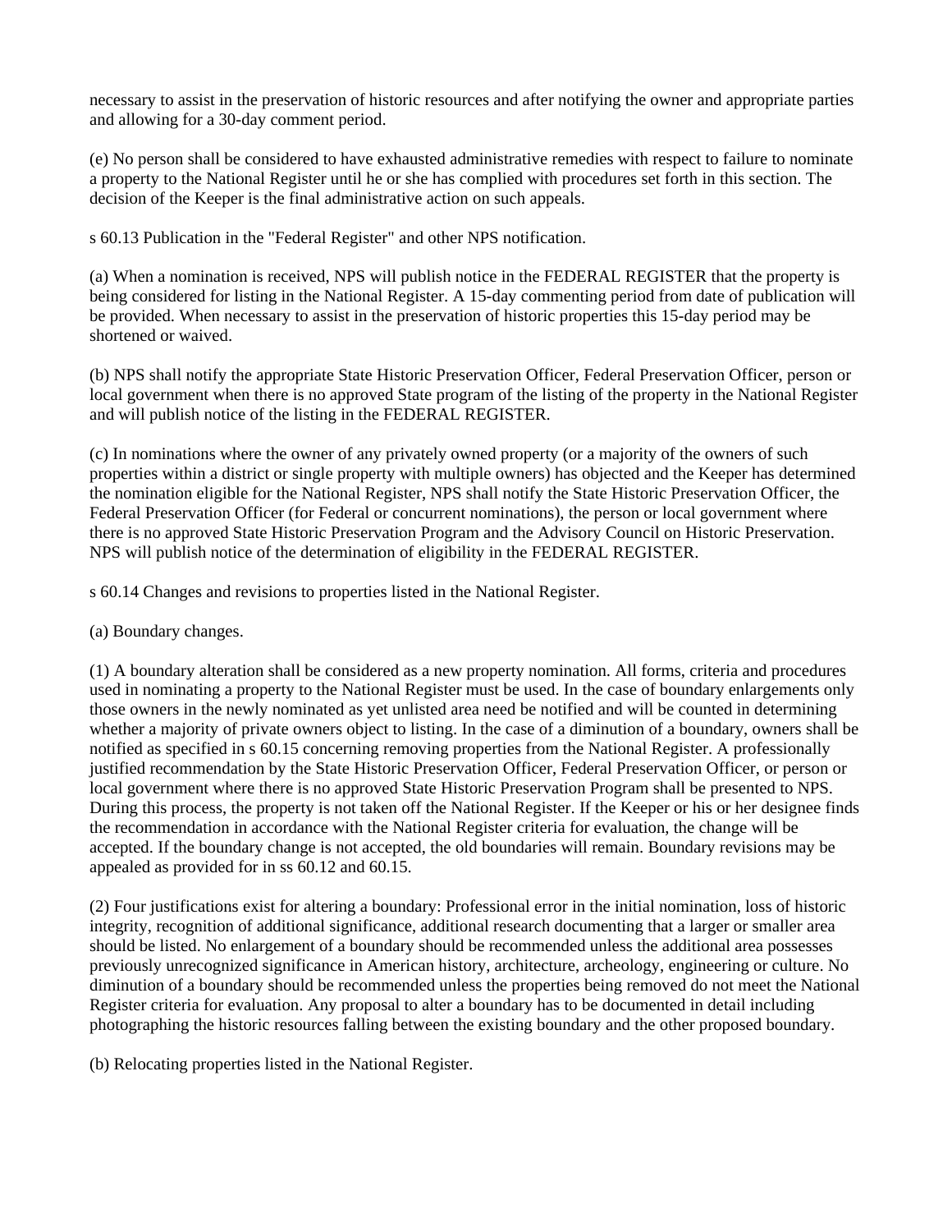necessary to assist in the preservation of historic resources and after notifying the owner and appropriate parties and allowing for a 30-day comment period.

(e) No person shall be considered to have exhausted administrative remedies with respect to failure to nominate a property to the National Register until he or she has complied with procedures set forth in this section. The decision of the Keeper is the final administrative action on such appeals.

s 60.13 Publication in the "Federal Register" and other NPS notification.

(a) When a nomination is received, NPS will publish notice in the FEDERAL REGISTER that the property is being considered for listing in the National Register. A 15-day commenting period from date of publication will be provided. When necessary to assist in the preservation of historic properties this 15-day period may be shortened or waived.

(b) NPS shall notify the appropriate State Historic Preservation Officer, Federal Preservation Officer, person or local government when there is no approved State program of the listing of the property in the National Register and will publish notice of the listing in the FEDERAL REGISTER.

(c) In nominations where the owner of any privately owned property (or a majority of the owners of such properties within a district or single property with multiple owners) has objected and the Keeper has determined the nomination eligible for the National Register, NPS shall notify the State Historic Preservation Officer, the Federal Preservation Officer (for Federal or concurrent nominations), the person or local government where there is no approved State Historic Preservation Program and the Advisory Council on Historic Preservation. NPS will publish notice of the determination of eligibility in the FEDERAL REGISTER.

s 60.14 Changes and revisions to properties listed in the National Register.

(a) Boundary changes.

(1) A boundary alteration shall be considered as a new property nomination. All forms, criteria and procedures used in nominating a property to the National Register must be used. In the case of boundary enlargements only those owners in the newly nominated as yet unlisted area need be notified and will be counted in determining whether a majority of private owners object to listing. In the case of a diminution of a boundary, owners shall be notified as specified in s 60.15 concerning removing properties from the National Register. A professionally justified recommendation by the State Historic Preservation Officer, Federal Preservation Officer, or person or local government where there is no approved State Historic Preservation Program shall be presented to NPS. During this process, the property is not taken off the National Register. If the Keeper or his or her designee finds the recommendation in accordance with the National Register criteria for evaluation, the change will be accepted. If the boundary change is not accepted, the old boundaries will remain. Boundary revisions may be appealed as provided for in ss 60.12 and 60.15.

(2) Four justifications exist for altering a boundary: Professional error in the initial nomination, loss of historic integrity, recognition of additional significance, additional research documenting that a larger or smaller area should be listed. No enlargement of a boundary should be recommended unless the additional area possesses previously unrecognized significance in American history, architecture, archeology, engineering or culture. No diminution of a boundary should be recommended unless the properties being removed do not meet the National Register criteria for evaluation. Any proposal to alter a boundary has to be documented in detail including photographing the historic resources falling between the existing boundary and the other proposed boundary.

(b) Relocating properties listed in the National Register.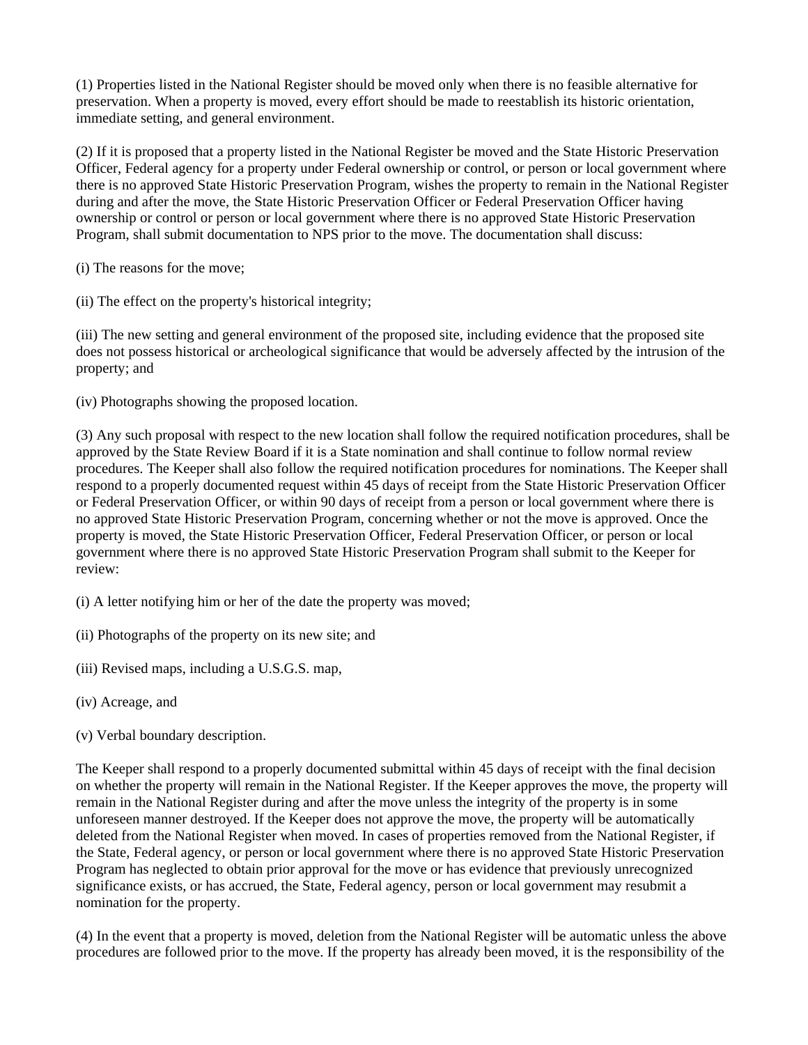(1) Properties listed in the National Register should be moved only when there is no feasible alternative for preservation. When a property is moved, every effort should be made to reestablish its historic orientation, immediate setting, and general environment.

(2) If it is proposed that a property listed in the National Register be moved and the State Historic Preservation Officer, Federal agency for a property under Federal ownership or control, or person or local government where there is no approved State Historic Preservation Program, wishes the property to remain in the National Register during and after the move, the State Historic Preservation Officer or Federal Preservation Officer having ownership or control or person or local government where there is no approved State Historic Preservation Program, shall submit documentation to NPS prior to the move. The documentation shall discuss:

(i) The reasons for the move;

(ii) The effect on the property's historical integrity;

(iii) The new setting and general environment of the proposed site, including evidence that the proposed site does not possess historical or archeological significance that would be adversely affected by the intrusion of the property; and

(iv) Photographs showing the proposed location.

(3) Any such proposal with respect to the new location shall follow the required notification procedures, shall be approved by the State Review Board if it is a State nomination and shall continue to follow normal review procedures. The Keeper shall also follow the required notification procedures for nominations. The Keeper shall respond to a properly documented request within 45 days of receipt from the State Historic Preservation Officer or Federal Preservation Officer, or within 90 days of receipt from a person or local government where there is no approved State Historic Preservation Program, concerning whether or not the move is approved. Once the property is moved, the State Historic Preservation Officer, Federal Preservation Officer, or person or local government where there is no approved State Historic Preservation Program shall submit to the Keeper for review:

(i) A letter notifying him or her of the date the property was moved;

(ii) Photographs of the property on its new site; and

(iii) Revised maps, including a U.S.G.S. map,

(iv) Acreage, and

(v) Verbal boundary description.

The Keeper shall respond to a properly documented submittal within 45 days of receipt with the final decision on whether the property will remain in the National Register. If the Keeper approves the move, the property will remain in the National Register during and after the move unless the integrity of the property is in some unforeseen manner destroyed. If the Keeper does not approve the move, the property will be automatically deleted from the National Register when moved. In cases of properties removed from the National Register, if the State, Federal agency, or person or local government where there is no approved State Historic Preservation Program has neglected to obtain prior approval for the move or has evidence that previously unrecognized significance exists, or has accrued, the State, Federal agency, person or local government may resubmit a nomination for the property.

(4) In the event that a property is moved, deletion from the National Register will be automatic unless the above procedures are followed prior to the move. If the property has already been moved, it is the responsibility of the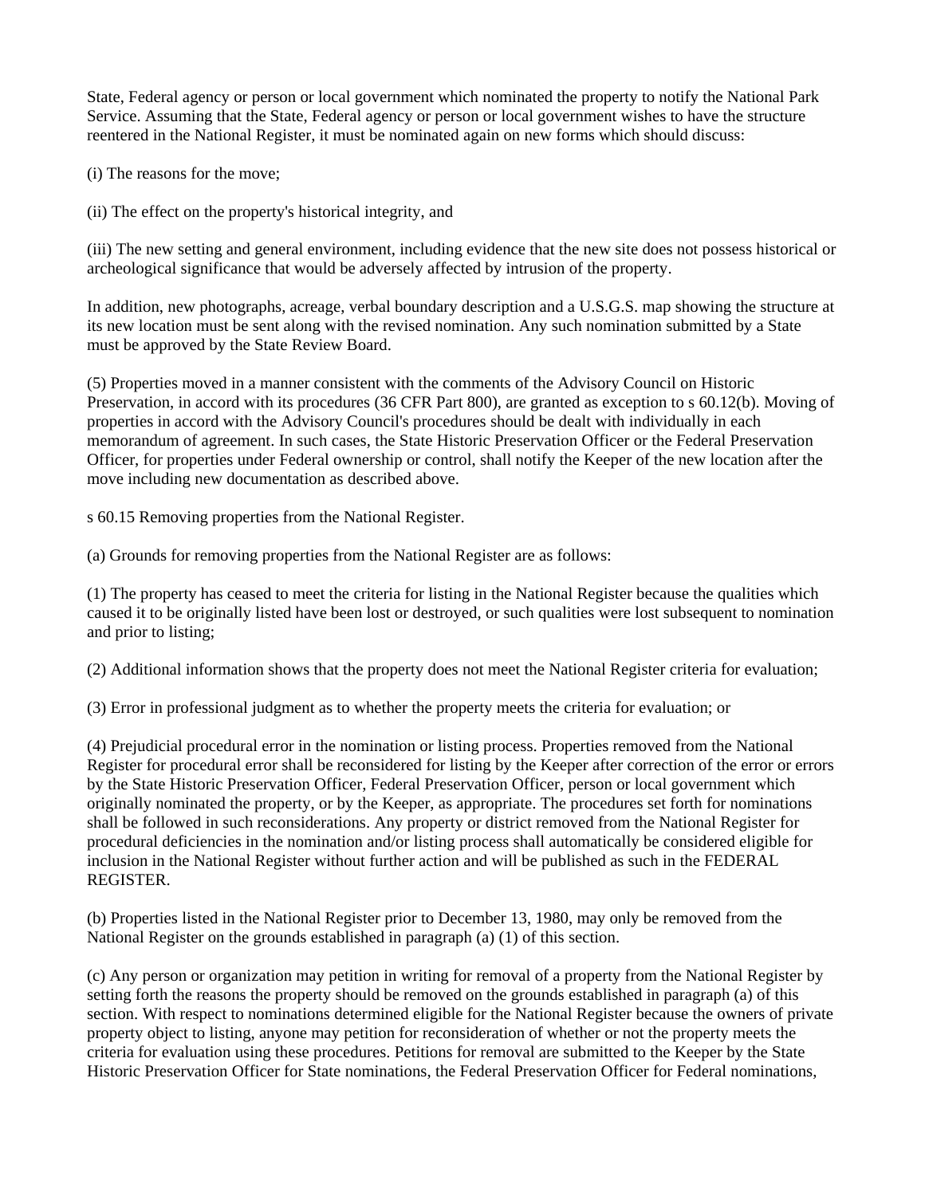State, Federal agency or person or local government which nominated the property to notify the National Park Service. Assuming that the State, Federal agency or person or local government wishes to have the structure reentered in the National Register, it must be nominated again on new forms which should discuss:

(i) The reasons for the move;

(ii) The effect on the property's historical integrity, and

(iii) The new setting and general environment, including evidence that the new site does not possess historical or archeological significance that would be adversely affected by intrusion of the property.

In addition, new photographs, acreage, verbal boundary description and a U.S.G.S. map showing the structure at its new location must be sent along with the revised nomination. Any such nomination submitted by a State must be approved by the State Review Board.

(5) Properties moved in a manner consistent with the comments of the Advisory Council on Historic Preservation, in accord with its procedures (36 CFR Part 800), are granted as exception to s 60.12(b). Moving of properties in accord with the Advisory Council's procedures should be dealt with individually in each memorandum of agreement. In such cases, the State Historic Preservation Officer or the Federal Preservation Officer, for properties under Federal ownership or control, shall notify the Keeper of the new location after the move including new documentation as described above.

s 60.15 Removing properties from the National Register.

(a) Grounds for removing properties from the National Register are as follows:

(1) The property has ceased to meet the criteria for listing in the National Register because the qualities which caused it to be originally listed have been lost or destroyed, or such qualities were lost subsequent to nomination and prior to listing;

(2) Additional information shows that the property does not meet the National Register criteria for evaluation;

(3) Error in professional judgment as to whether the property meets the criteria for evaluation; or

(4) Prejudicial procedural error in the nomination or listing process. Properties removed from the National Register for procedural error shall be reconsidered for listing by the Keeper after correction of the error or errors by the State Historic Preservation Officer, Federal Preservation Officer, person or local government which originally nominated the property, or by the Keeper, as appropriate. The procedures set forth for nominations shall be followed in such reconsiderations. Any property or district removed from the National Register for procedural deficiencies in the nomination and/or listing process shall automatically be considered eligible for inclusion in the National Register without further action and will be published as such in the FEDERAL REGISTER.

(b) Properties listed in the National Register prior to December 13, 1980, may only be removed from the National Register on the grounds established in paragraph (a) (1) of this section.

(c) Any person or organization may petition in writing for removal of a property from the National Register by setting forth the reasons the property should be removed on the grounds established in paragraph (a) of this section. With respect to nominations determined eligible for the National Register because the owners of private property object to listing, anyone may petition for reconsideration of whether or not the property meets the criteria for evaluation using these procedures. Petitions for removal are submitted to the Keeper by the State Historic Preservation Officer for State nominations, the Federal Preservation Officer for Federal nominations,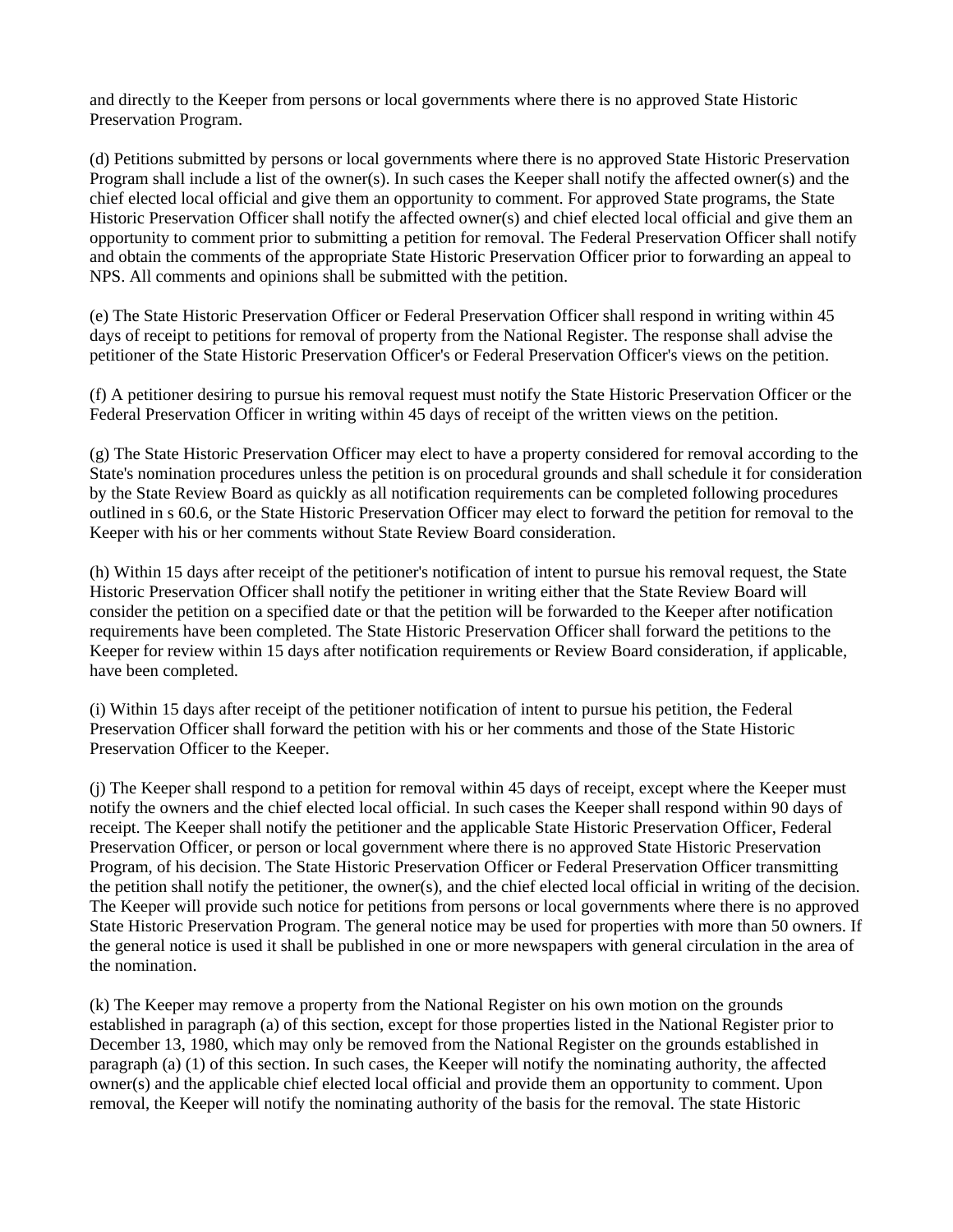and directly to the Keeper from persons or local governments where there is no approved State Historic Preservation Program.

(d) Petitions submitted by persons or local governments where there is no approved State Historic Preservation Program shall include a list of the owner(s). In such cases the Keeper shall notify the affected owner(s) and the chief elected local official and give them an opportunity to comment. For approved State programs, the State Historic Preservation Officer shall notify the affected owner(s) and chief elected local official and give them an opportunity to comment prior to submitting a petition for removal. The Federal Preservation Officer shall notify and obtain the comments of the appropriate State Historic Preservation Officer prior to forwarding an appeal to NPS. All comments and opinions shall be submitted with the petition.

(e) The State Historic Preservation Officer or Federal Preservation Officer shall respond in writing within 45 days of receipt to petitions for removal of property from the National Register. The response shall advise the petitioner of the State Historic Preservation Officer's or Federal Preservation Officer's views on the petition.

(f) A petitioner desiring to pursue his removal request must notify the State Historic Preservation Officer or the Federal Preservation Officer in writing within 45 days of receipt of the written views on the petition.

(g) The State Historic Preservation Officer may elect to have a property considered for removal according to the State's nomination procedures unless the petition is on procedural grounds and shall schedule it for consideration by the State Review Board as quickly as all notification requirements can be completed following procedures outlined in s 60.6, or the State Historic Preservation Officer may elect to forward the petition for removal to the Keeper with his or her comments without State Review Board consideration.

(h) Within 15 days after receipt of the petitioner's notification of intent to pursue his removal request, the State Historic Preservation Officer shall notify the petitioner in writing either that the State Review Board will consider the petition on a specified date or that the petition will be forwarded to the Keeper after notification requirements have been completed. The State Historic Preservation Officer shall forward the petitions to the Keeper for review within 15 days after notification requirements or Review Board consideration, if applicable, have been completed.

(i) Within 15 days after receipt of the petitioner notification of intent to pursue his petition, the Federal Preservation Officer shall forward the petition with his or her comments and those of the State Historic Preservation Officer to the Keeper.

(j) The Keeper shall respond to a petition for removal within 45 days of receipt, except where the Keeper must notify the owners and the chief elected local official. In such cases the Keeper shall respond within 90 days of receipt. The Keeper shall notify the petitioner and the applicable State Historic Preservation Officer, Federal Preservation Officer, or person or local government where there is no approved State Historic Preservation Program, of his decision. The State Historic Preservation Officer or Federal Preservation Officer transmitting the petition shall notify the petitioner, the owner(s), and the chief elected local official in writing of the decision. The Keeper will provide such notice for petitions from persons or local governments where there is no approved State Historic Preservation Program. The general notice may be used for properties with more than 50 owners. If the general notice is used it shall be published in one or more newspapers with general circulation in the area of the nomination.

(k) The Keeper may remove a property from the National Register on his own motion on the grounds established in paragraph (a) of this section, except for those properties listed in the National Register prior to December 13, 1980, which may only be removed from the National Register on the grounds established in paragraph (a) (1) of this section. In such cases, the Keeper will notify the nominating authority, the affected owner(s) and the applicable chief elected local official and provide them an opportunity to comment. Upon removal, the Keeper will notify the nominating authority of the basis for the removal. The state Historic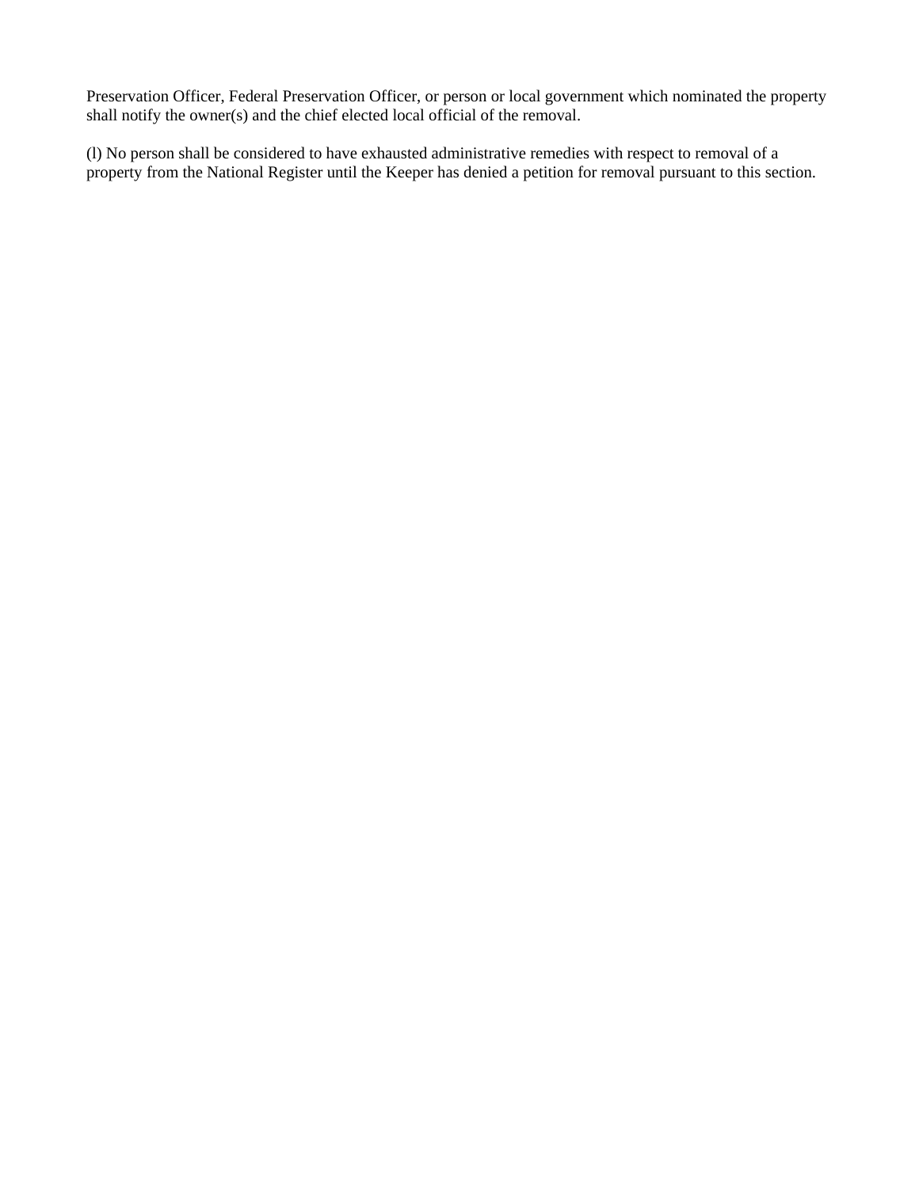Preservation Officer, Federal Preservation Officer, or person or local government which nominated the property shall notify the owner(s) and the chief elected local official of the removal.

(l) No person shall be considered to have exhausted administrative remedies with respect to removal of a property from the National Register until the Keeper has denied a petition for removal pursuant to this section.